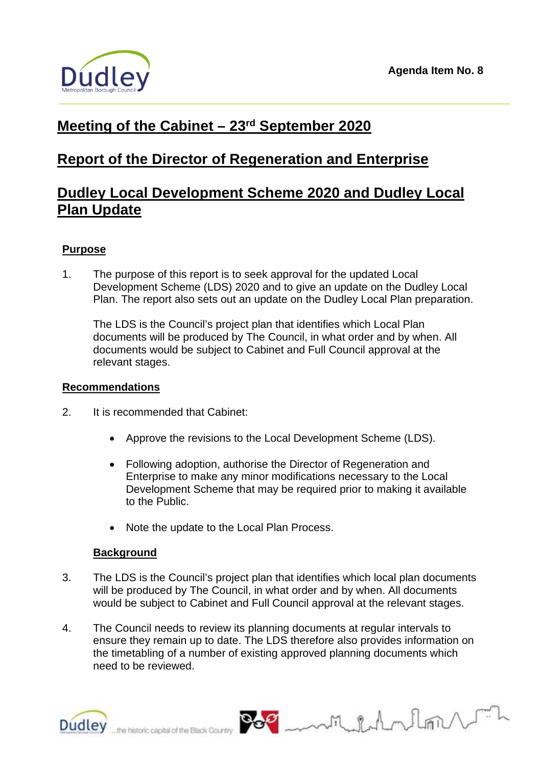Agenda Item No. 8

# Meeting of the Cabinet – 23rd September 2020

# Report of the Director of Regeneration and Enterprise

# Dudley Local Development Scheme 2020 and Dudley Local Plan Update

## Purpose

1. The purpose of this report is to seek approval for the updated Local Development Scheme (LDS) 2020 and to give an update on the Dudley Local Plan. The report also sets out an update on the Dudley Local Plan preparation.

   The LDS is the Council's project plan that identifies which Local Plan documents will be produced by The Council, in what order and by when. All documents would be subject to Cabinet and Full Council approval at the relevant stages.

## Recommendations

2. It is recommended that Cabinet:

   - Approve the revisions to the Local Development Scheme (LDS).

   - Following adoption, authorise the Director of Regeneration and Enterprise to make any minor modifications necessary to the Local Development Scheme that may be required prior to making it available to the Public.

   - Note the update to the Local Plan Process.

## Background

3. The LDS is the Council's project plan that identifies which local plan documents will be produced by The Council, in what order and by when. All documents would be subject to Cabinet and Full Council approval at the relevant stages.

4. The Council needs to review its planning documents at regular intervals to ensure they remain up to date. The LDS therefore also provides information on the timetabling of a number of existing approved planning documents which need to be reviewed.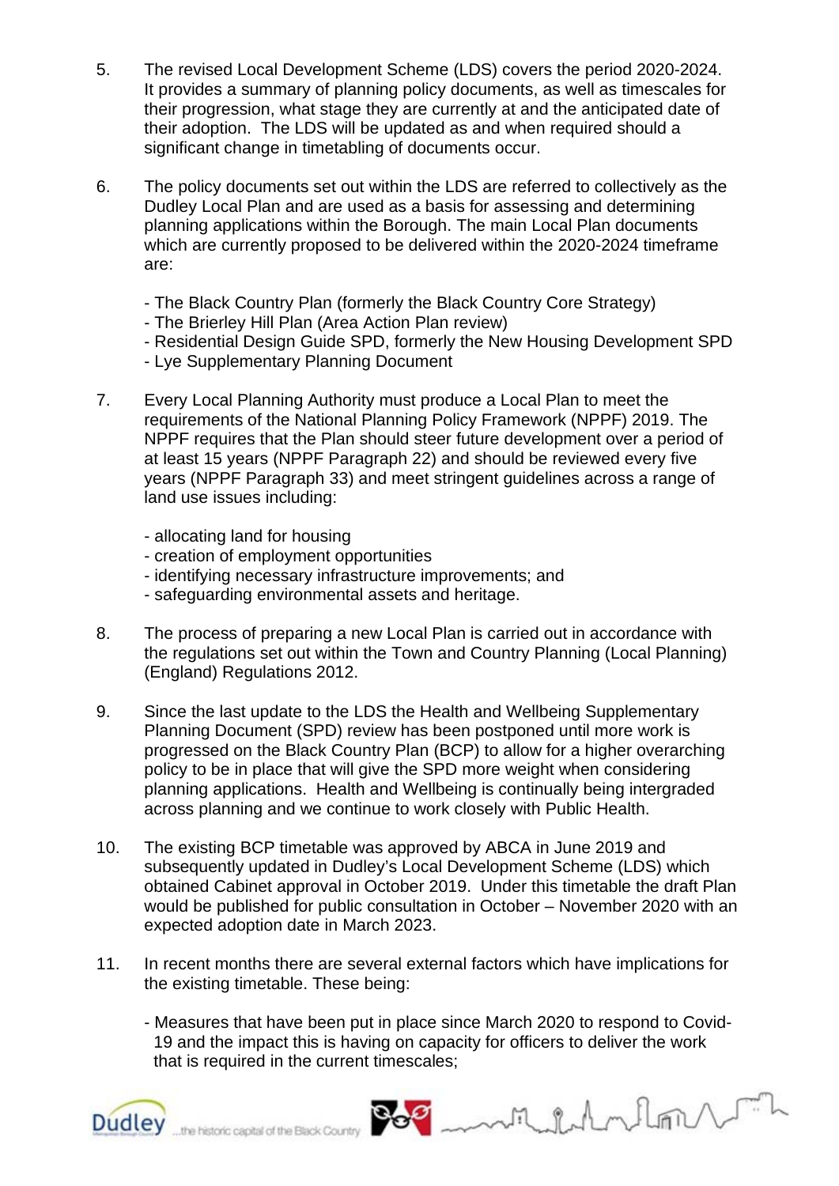5. The revised Local Development Scheme (LDS) covers the period 2020-2024. It provides a summary of planning policy documents, as well as timescales for their progression, what stage they are currently at and the anticipated date of their adoption. The LDS will be updated as and when required should a significant change in timetabling of documents occur.

6. The policy documents set out within the LDS are referred to collectively as the Dudley Local Plan and are used as a basis for assessing and determining planning applications within the Borough. The main Local Plan documents which are currently proposed to be delivered within the 2020-2024 timeframe are:

   - The Black Country Plan (formerly the Black Country Core Strategy)
   - The Brierley Hill Plan (Area Action Plan review)
   - Residential Design Guide SPD, formerly the New Housing Development SPD
   - Lye Supplementary Planning Document

7. Every Local Planning Authority must produce a Local Plan to meet the requirements of the National Planning Policy Framework (NPPF) 2019. The NPPF requires that the Plan should steer future development over a period of at least 15 years (NPPF Paragraph 22) and should be reviewed every five years (NPPF Paragraph 33) and meet stringent guidelines across a range of land use issues including:

   - allocating land for housing
   - creation of employment opportunities
   - identifying necessary infrastructure improvements; and
   - safeguarding environmental assets and heritage.

8. The process of preparing a new Local Plan is carried out in accordance with the regulations set out within the Town and Country Planning (Local Planning) (England) Regulations 2012.

9. Since the last update to the LDS the Health and Wellbeing Supplementary Planning Document (SPD) review has been postponed until more work is progressed on the Black Country Plan (BCP) to allow for a higher overarching policy to be in place that will give the SPD more weight when considering planning applications. Health and Wellbeing is continually being intergraded across planning and we continue to work closely with Public Health.

10. The existing BCP timetable was approved by ABCA in June 2019 and subsequently updated in Dudley's Local Development Scheme (LDS) which obtained Cabinet approval in October 2019. Under this timetable the draft Plan would be published for public consultation in October – November 2020 with an expected adoption date in March 2023.

11. In recent months there are several external factors which have implications for the existing timetable. These being:

    - Measures that have been put in place since March 2020 to respond to Covid-19 and the impact this is having on capacity for officers to deliver the work that is required in the current timescales;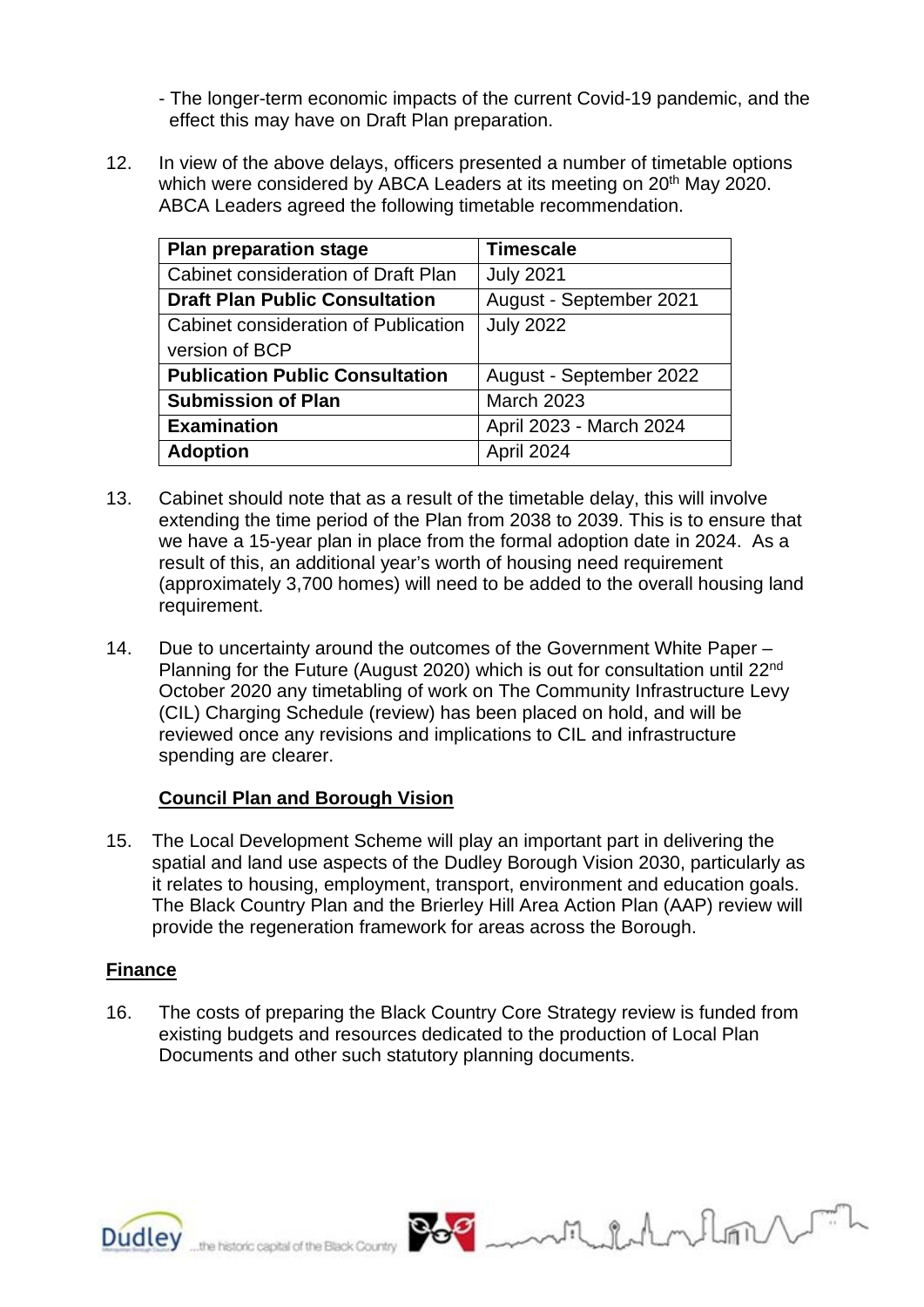- The longer-term economic impacts of the current Covid-19 pandemic, and the effect this may have on Draft Plan preparation.

12. In view of the above delays, officers presented a number of timetable options which were considered by ABCA Leaders at its meeting on 20th May 2020. ABCA Leaders agreed the following timetable recommendation.

| Plan preparation stage | Timescale |
|---|---|
| Cabinet consideration of Draft Plan | July 2021 |
| **Draft Plan Public Consultation** | August - September 2021 |
| Cabinet consideration of Publication version of BCP | July 2022 |
| **Publication Public Consultation** | August - September 2022 |
| **Submission of Plan** | March 2023 |
| **Examination** | April 2023 - March 2024 |
| **Adoption** | April 2024 |

13. Cabinet should note that as a result of the timetable delay, this will involve extending the time period of the Plan from 2038 to 2039. This is to ensure that we have a 15-year plan in place from the formal adoption date in 2024. As a result of this, an additional year's worth of housing need requirement (approximately 3,700 homes) will need to be added to the overall housing land requirement.

14. Due to uncertainty around the outcomes of the Government White Paper – Planning for the Future (August 2020) which is out for consultation until 22nd October 2020 any timetabling of work on The Community Infrastructure Levy (CIL) Charging Schedule (review) has been placed on hold, and will be reviewed once any revisions and implications to CIL and infrastructure spending are clearer.

**Council Plan and Borough Vision**

15. The Local Development Scheme will play an important part in delivering the spatial and land use aspects of the Dudley Borough Vision 2030, particularly as it relates to housing, employment, transport, environment and education goals. The Black Country Plan and the Brierley Hill Area Action Plan (AAP) review will provide the regeneration framework for areas across the Borough.

**Finance**

16. The costs of preparing the Black Country Core Strategy review is funded from existing budgets and resources dedicated to the production of Local Plan Documents and other such statutory planning documents.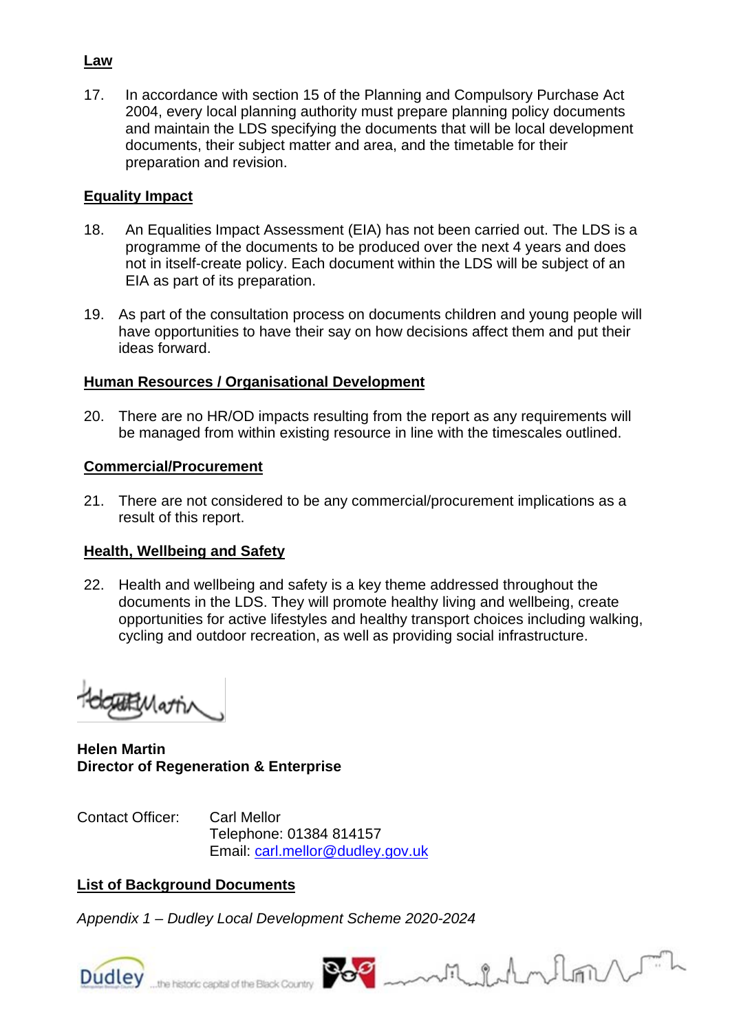**Law**

17. In accordance with section 15 of the Planning and Compulsory Purchase Act 2004, every local planning authority must prepare planning policy documents and maintain the LDS specifying the documents that will be local development documents, their subject matter and area, and the timetable for their preparation and revision.

**Equality Impact**

18. An Equalities Impact Assessment (EIA) has not been carried out. The LDS is a programme of the documents to be produced over the next 4 years and does not in itself-create policy. Each document within the LDS will be subject of an EIA as part of its preparation.

19. As part of the consultation process on documents children and young people will have opportunities to have their say on how decisions affect them and put their ideas forward.

**Human Resources / Organisational Development**

20. There are no HR/OD impacts resulting from the report as any requirements will be managed from within existing resource in line with the timescales outlined.

**Commercial/Procurement**

21. There are not considered to be any commercial/procurement implications as a result of this report.

**Health, Wellbeing and Safety**

22. Health and wellbeing and safety is a key theme addressed throughout the documents in the LDS. They will promote healthy living and wellbeing, create opportunities for active lifestyles and healthy transport choices including walking, cycling and outdoor recreation, as well as providing social infrastructure.

**Helen Martin**
**Director of Regeneration & Enterprise**

Contact Officer: Carl Mellor
Telephone: 01384 814157
Email: carl.mellor@dudley.gov.uk

**List of Background Documents**

*Appendix 1 – Dudley Local Development Scheme 2020-2024*